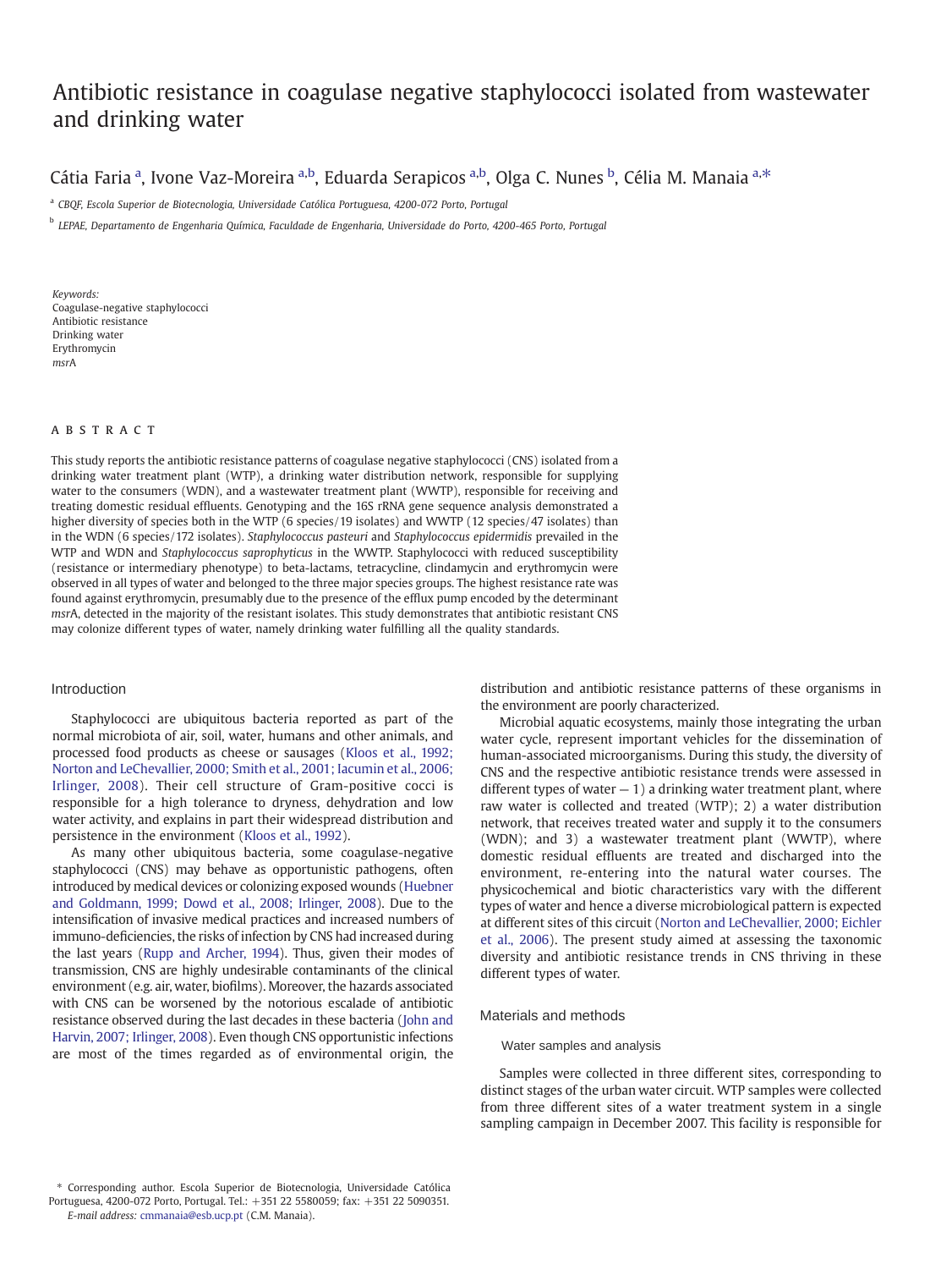# Antibiotic resistance in coagulase negative staphylococci isolated from wastewater and drinking water

Cátia Faria [a], Ivone Vaz-Moreira [a,b], Eduarda Serapicos [a,b], Olga C. Nunes [b], Célia M. Manaia [a,*]

[a] CBQF, Escola Superior de Biotecnologia, Universidade Católica Portuguesa, 4200-072 Porto, Portugal

[b] LEPAE, Departamento de Engenharia Química, Faculdade de Engenharia, Universidade do Porto, 4200-465 Porto, Portugal

*Keywords:*
Coagulase-negative staphylococci
Antibiotic resistance
Drinking water
Erythromycin
*msr*A

## ABSTRACT

This study reports the antibiotic resistance patterns of coagulase negative staphylococci (CNS) isolated from a drinking water treatment plant (WTP), a drinking water distribution network, responsible for supplying water to the consumers (WDN), and a wastewater treatment plant (WWTP), responsible for receiving and treating domestic residual effluents. Genotyping and the 16S rRNA gene sequence analysis demonstrated a higher diversity of species both in the WTP (6 species/19 isolates) and WWTP (12 species/47 isolates) than in the WDN (6 species/172 isolates). *Staphylococcus pasteuri* and *Staphylococcus epidermidis* prevailed in the WTP and WDN and *Staphylococcus saprophyticus* in the WWTP. Staphylococci with reduced susceptibility (resistance or intermediary phenotype) to beta-lactams, tetracycline, clindamycin and erythromycin were observed in all types of water and belonged to the three major species groups. The highest resistance rate was found against erythromycin, presumably due to the presence of the efflux pump encoded by the determinant *msr*A, detected in the majority of the resistant isolates. This study demonstrates that antibiotic resistant CNS may colonize different types of water, namely drinking water fulfilling all the quality standards.

## Introduction

Staphylococci are ubiquitous bacteria reported as part of the normal microbiota of air, soil, water, humans and other animals, and processed food products as cheese or sausages (Kloos et al., 1992; Norton and LeChevallier, 2000; Smith et al., 2001; Iacumin et al., 2006; Irlinger, 2008). Their cell structure of Gram-positive cocci is responsible for a high tolerance to dryness, dehydration and low water activity, and explains in part their widespread distribution and persistence in the environment (Kloos et al., 1992).

As many other ubiquitous bacteria, some coagulase-negative staphylococci (CNS) may behave as opportunistic pathogens, often introduced by medical devices or colonizing exposed wounds (Huebner and Goldmann, 1999; Dowd et al., 2008; Irlinger, 2008). Due to the intensification of invasive medical practices and increased numbers of immuno-deficiencies, the risks of infection by CNS had increased during the last years (Rupp and Archer, 1994). Thus, given their modes of transmission, CNS are highly undesirable contaminants of the clinical environment (e.g. air, water, biofilms). Moreover, the hazards associated with CNS can be worsened by the notorious escalade of antibiotic resistance observed during the last decades in these bacteria (John and Harvin, 2007; Irlinger, 2008). Even though CNS opportunistic infections are most of the times regarded as of environmental origin, the distribution and antibiotic resistance patterns of these organisms in the environment are poorly characterized.

Microbial aquatic ecosystems, mainly those integrating the urban water cycle, represent important vehicles for the dissemination of human-associated microorganisms. During this study, the diversity of CNS and the respective antibiotic resistance trends were assessed in different types of water — 1) a drinking water treatment plant, where raw water is collected and treated (WTP); 2) a water distribution network, that receives treated water and supply it to the consumers (WDN); and 3) a wastewater treatment plant (WWTP), where domestic residual effluents are treated and discharged into the environment, re-entering into the natural water courses. The physicochemical and biotic characteristics vary with the different types of water and hence a diverse microbiological pattern is expected at different sites of this circuit (Norton and LeChevallier, 2000; Eichler et al., 2006). The present study aimed at assessing the taxonomic diversity and antibiotic resistance trends in CNS thriving in these different types of water.

## Materials and methods

### Water samples and analysis

Samples were collected in three different sites, corresponding to distinct stages of the urban water circuit. WTP samples were collected from three different sites of a water treatment system in a single sampling campaign in December 2007. This facility is responsible for

\* Corresponding author. Escola Superior de Biotecnologia, Universidade Católica Portuguesa, 4200-072 Porto, Portugal. Tel.: +351 22 5580059; fax: +351 22 5090351.
*E-mail address:* cmmanaia@esb.ucp.pt (C.M. Manaia).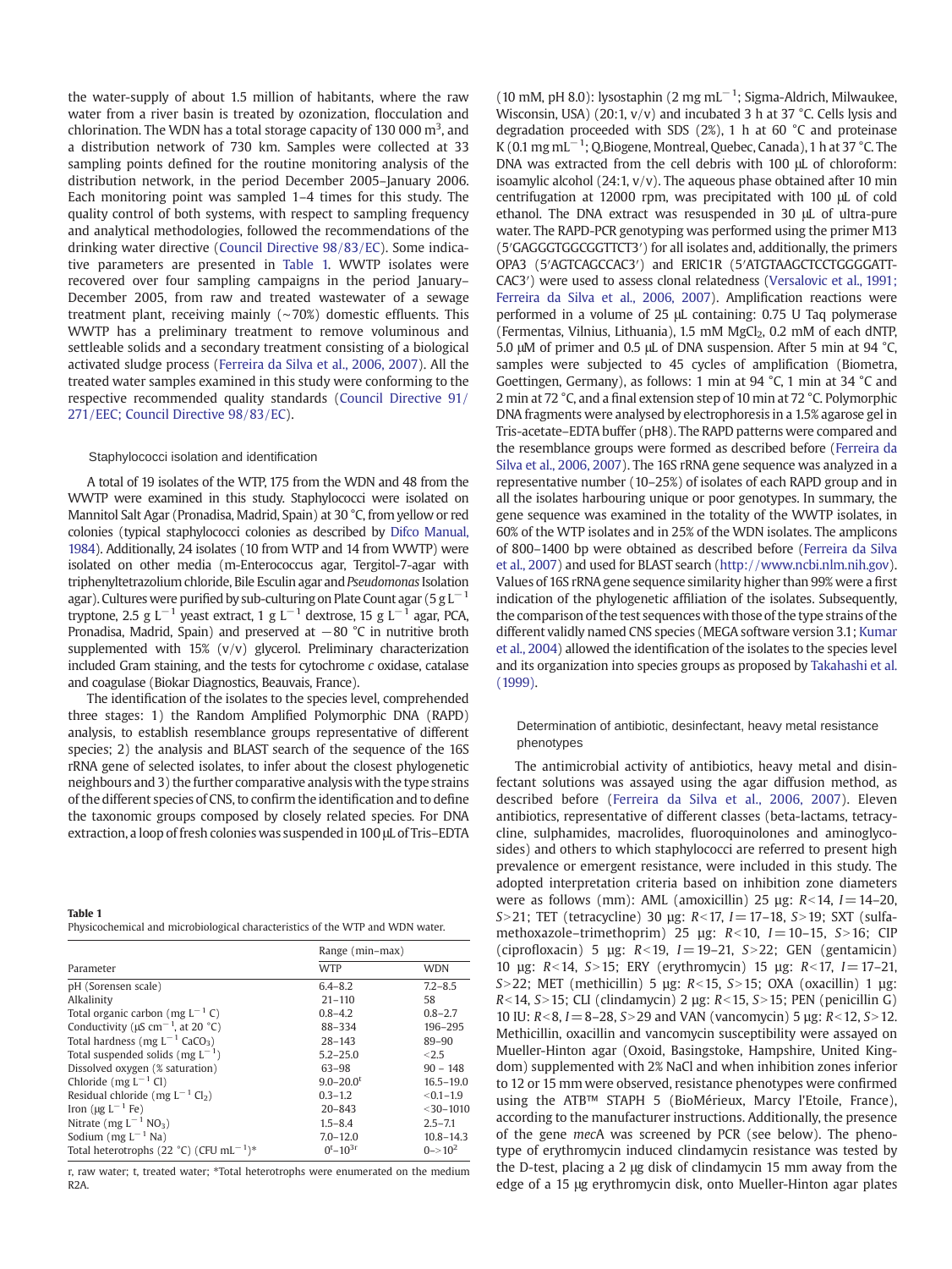the water-supply of about 1.5 million of habitants, where the raw water from a river basin is treated by ozonization, flocculation and chlorination. The WDN has a total storage capacity of 130 000 $m^3$, and a distribution network of 730 km. Samples were collected at 33 sampling points defined for the routine monitoring analysis of the distribution network, in the period December 2005–January 2006. Each monitoring point was sampled 1–4 times for this study. The quality control of both systems, with respect to sampling frequency and analytical methodologies, followed the recommendations of the drinking water directive (Council Directive 98/83/EC). Some indicative parameters are presented in Table 1. WWTP isolates were recovered over four sampling campaigns in the period January–December 2005, from raw and treated wastewater of a sewage treatment plant, receiving mainly (~70%) domestic effluents. This WWTP has a preliminary treatment to remove voluminous and settleable solids and a secondary treatment consisting of a biological activated sludge process (Ferreira da Silva et al., 2006, 2007). All the treated water samples examined in this study were conforming to the respective recommended quality standards (Council Directive 91/271/EEC; Council Directive 98/83/EC).

### Staphylococci isolation and identification

A total of 19 isolates of the WTP, 175 from the WDN and 48 from the WWTP were examined in this study. Staphylococci were isolated on Mannitol Salt Agar (Pronadisa, Madrid, Spain) at 30 °C, from yellow or red colonies (typical staphylococci colonies as described by Difco Manual, 1984). Additionally, 24 isolates (10 from WTP and 14 from WWTP) were isolated on other media (m-Enterococcus agar, Tergitol-7-agar with triphenyltetrazolium chloride, Bile Esculin agar and *Pseudomonas* Isolation agar). Cultures were purified by sub-culturing on Plate Count agar (5 g $L^{-1}$ tryptone, 2.5 g $L^{-1}$ yeast extract, 1 g $L^{-1}$ dextrose, 15 g $L^{-1}$ agar, PCA, Pronadisa, Madrid, Spain) and preserved at −80 °C in nutritive broth supplemented with 15% (v/v) glycerol. Preliminary characterization included Gram staining, and the tests for cytochrome *c* oxidase, catalase and coagulase (Biokar Diagnostics, Beauvais, France).

The identification of the isolates to the species level, comprehended three stages: 1) the Random Amplified Polymorphic DNA (RAPD) analysis, to establish resemblance groups representative of different species; 2) the analysis and BLAST search of the sequence of the 16S rRNA gene of selected isolates, to infer about the closest phylogenetic neighbours and 3) the further comparative analysis with the type strains of the different species of CNS, to confirm the identification and to define the taxonomic groups composed by closely related species. For DNA extraction, a loop of fresh colonies was suspended in 100 µL of Tris–EDTA (10 mM, pH 8.0): lysostaphin (2 mg $mL^{-1}$; Sigma-Aldrich, Milwaukee, Wisconsin, USA) (20:1, v/v) and incubated 3 h at 37 °C. Cells lysis and degradation proceeded with SDS (2%), 1 h at 60 °C and proteinase K (0.1 mg $mL^{-1}$; Q.Biogene, Montreal, Quebec, Canada), 1 h at 37 °C. The DNA was extracted from the cell debris with 100 µL of chloroform: isoamylic alcohol (24:1, v/v). The aqueous phase obtained after 10 min centrifugation at 12000 rpm, was precipitated with 100 µL of cold ethanol. The DNA extract was resuspended in 30 µL of ultra-pure water. The RAPD-PCR genotyping was performed using the primer M13 (5′GAGGGTGGCGGTTCT3′) for all isolates and, additionally, the primers OPA3 (5′AGTCAGCCAC3′) and ERIC1R (5′ATGTAAGCTCCTGGGGATTCAC3′) were used to assess clonal relatedness (Versalovic et al., 1991; Ferreira da Silva et al., 2006, 2007). Amplification reactions were performed in a volume of 25 µL containing: 0.75 U Taq polymerase (Fermentas, Vilnius, Lithuania), 1.5 mM $MgCl_2$, 0.2 mM of each dNTP, 5.0 µM of primer and 0.5 µL of DNA suspension. After 5 min at 94 °C, samples were subjected to 45 cycles of amplification (Biometra, Goettingen, Germany), as follows: 1 min at 94 °C, 1 min at 34 °C and 2 min at 72 °C, and a final extension step of 10 min at 72 °C. Polymorphic DNA fragments were analysed by electrophoresis in a 1.5% agarose gel in Tris-acetate–EDTA buffer (pH8). The RAPD patterns were compared and the resemblance groups were formed as described before (Ferreira da Silva et al., 2006, 2007). The 16S rRNA gene sequence was analyzed in a representative number (10–25%) of isolates of each RAPD group and in all the isolates harbouring unique or poor genotypes. In summary, the gene sequence was examined in the totality of the WWTP isolates, in 60% of the WTP isolates and in 25% of the WDN isolates. The amplicons of 800–1400 bp were obtained as described before (Ferreira da Silva et al., 2007) and used for BLAST search (http://www.ncbi.nlm.nih.gov). Values of 16S rRNA gene sequence similarity higher than 99% were a first indication of the phylogenetic affiliation of the isolates. Subsequently, the comparison of the test sequences with those of the type strains of the different validly named CNS species (MEGA software version 3.1; Kumar et al., 2004) allowed the identification of the isolates to the species level and its organization into species groups as proposed by Takahashi et al. (1999).

### Determination of antibiotic, desinfectant, heavy metal resistance phenotypes

The antimicrobial activity of antibiotics, heavy metal and disinfectant solutions was assayed using the agar diffusion method, as described before (Ferreira da Silva et al., 2006, 2007). Eleven antibiotics, representative of different classes (beta-lactams, tetracycline, sulphamides, macrolides, fluoroquinolones and aminoglycosides) and others to which staphylococci are referred to present high prevalence or emergent resistance, were included in this study. The adopted interpretation criteria based on inhibition zone diameters were as follows (mm): AML (amoxicillin) 25 µg: $R<14$, $I=14–20$, $S>21$; TET (tetracycline) 30 µg: $R<17$, $I=17–18$, $S>19$; SXT (sulfamethoxazole–trimethoprim) 25 µg: $R<10$, $I=10–15$, $S>16$; CIP (ciprofloxacin) 5 µg: $R<19$, $I=19–21$, $S>22$; GEN (gentamicin) 10 µg: $R<14$, $S>15$; ERY (erythromycin) 15 µg: $R<17$, $I=17–21$, $S>22$; MET (methicillin) 5 µg: $R<15$, $S>15$; OXA (oxacillin) 1 µg: $R<14$, $S>15$; CLI (clindamycin) 2 µg: $R<15$, $S>15$; PEN (penicillin G) 10 IU: $R<8$, $I=8–28$, $S>29$ and VAN (vancomycin) 5 µg: $R<12$, $S>12$. Methicillin, oxacillin and vancomycin susceptibility were assayed on Mueller-Hinton agar (Oxoid, Basingstoke, Hampshire, United Kingdom) supplemented with 2% NaCl and when inhibition zones inferior to 12 or 15 mm were observed, resistance phenotypes were confirmed using the ATB™ STAPH 5 (BioMérieux, Marcy l'Etoile, France), according to the manufacturer instructions. Additionally, the presence of the gene *mec*A was screened by PCR (see below). The phenotype of erythromycin induced clindamycin resistance was tested by the D-test, placing a 2 µg disk of clindamycin 15 mm away from the edge of a 15 µg erythromycin disk, onto Mueller-Hinton agar plates

**Table 1**
Physicochemical and microbiological characteristics of the WTP and WDN water.

| Parameter | Range (min–max) | |
|---|---|---|
| | WTP | WDN |
| pH (Sorensen scale) | 6.4–8.2 | 7.2–8.5 |
| Alkalinity | 21–110 | 58 |
| Total organic carbon (mg $L^{-1}$ C) | 0.8–4.2 | 0.8–2.7 |
| Conductivity (µS $cm^{-1}$, at 20 °C) | 88–334 | 196–295 |
| Total hardness (mg $L^{-1}$ $CaCO_3$) | 28–143 | 89–90 |
| Total suspended solids (mg $L^{-1}$) | 5.2–25.0 | <2.5 |
| Dissolved oxygen (% saturation) | 63–98 | 90 – 148 |
| Chloride (mg $L^{-1}$ Cl) | 9.0–20.0[t] | 16.5–19.0 |
| Residual chloride (mg $L^{-1}$ $Cl_2$) | 0.3–1.2 | <0.1–1.9 |
| Iron (µg $L^{-1}$ Fe) | 20–843 | <30–1010 |
| Nitrate (mg $L^{-1}$ $NO_3$) | 1.5–8.4 | 2.5–7.1 |
| Sodium (mg $L^{-1}$ Na) | 7.0–12.0 | 10.8–14.3 |
| Total heterotrophs (22 °C) (CFU $mL^{-1}$)* | $0^t$–$10^{3r}$ | 0–>$10^2$ |

r, raw water; t, treated water; *Total heterotrophs were enumerated on the medium R2A.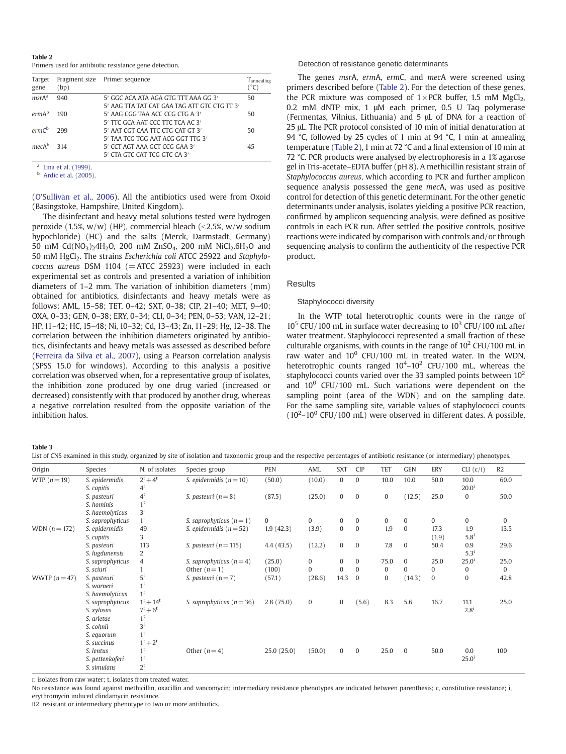**Table 2**
Primers used for antibiotic resistance gene detection.

| Target gene | Fragment size (bp) | Primer sequence | $T_{annealing}$ (°C) |
|---|---|---|---|
| *msrA*[a] | 940 | 5′ GGC ACA ATA AGA GTG TTT AAA GG 3′<br>5′ AAG TTA TAT CAT GAA TAG ATT GTC CTG TT 3′ | 50 |
| *ermA*[b] | 190 | 5′ AAG CGG TAA ACC CCT CTG A 3′<br>5′ TTC GCA AAT CCC TTC TCA AC 3′ | 50 |
| *ermC*[b] | 299 | 5′ AAT CGT CAA TTC CTG CAT GT 3′<br>5′ TAA TCG TGG AAT ACG GGT TTG 3′ | 50 |
| *mecA*[b] | 314 | 5′ CCT AGT AAA GCT CCG GAA 3′<br>5′ CTA GTC CAT TCG GTC CA 3′ | 45 |

[a] Lina et al. (1999).
[b] Ardic et al. (2005).

(O'Sullivan et al., 2006). All the antibiotics used were from Oxoid (Basingstoke, Hampshire, United Kingdom).

The disinfectant and heavy metal solutions tested were hydrogen peroxide (1.5%, w/w) (HP), commercial bleach (<2.5%, w/w sodium hypochloride) (HC) and the salts (Merck, Darmstadt, Germany) 50 mM $Cd(NO_3)_2 4H_2O$, 200 mM $ZnSO_4$, 200 mM $NiCl_2.6H_2O$ and 50 mM $HgCl_2$. The strains *Escherichia coli* ATCC 25922 and *Staphylococcus aureus* DSM 1104 (=ATCC 25923) were included in each experimental set as controls and presented a variation of inhibition diameters of 1–2 mm. The variation of inhibition diameters (mm) obtained for antibiotics, disinfectants and heavy metals were as follows: AML, 15–58; TET, 0–42; SXT, 0–38; CIP, 21–40; MET, 9–40; OXA, 0–33; GEN, 0–38; ERY, 0–34; CLI, 0–34; PEN, 0–53; VAN, 12–21; HP, 11–42; HC, 15–48; Ni, 10–32; Cd, 13–43; Zn, 11–29; Hg, 12–38. The correlation between the inhibition diameters originated by antibiotics, disinfectants and heavy metals was assessed as described before (Ferreira da Silva et al., 2007), using a Pearson correlation analysis (SPSS 15.0 for windows). According to this analysis a positive correlation was observed when, for a representative group of isolates, the inhibition zone produced by one drug varied (increased or decreased) consistently with that produced by another drug, whereas a negative correlation resulted from the opposite variation of the inhibition halos.

### Detection of resistance genetic determinants

The genes *msrA*, *ermA*, *ermC*, and *mecA* were screened using primers described before (Table 2). For the detection of these genes, the PCR mixture was composed of 1×PCR buffer, 1.5 mM $MgCl_2$, 0.2 mM dNTP mix, 1 μM each primer, 0.5 U Taq polymerase (Fermentas, Vilnius, Lithuania) and 5 μL of DNA for a reaction of 25 μL. The PCR protocol consisted of 10 min of initial denaturation at 94 °C, followed by 25 cycles of 1 min at 94 °C, 1 min at annealing temperature (Table 2), 1 min at 72 °C and a final extension of 10 min at 72 °C. PCR products were analysed by electrophoresis in a 1% agarose gel in Tris-acetate–EDTA buffer (pH 8). A methicillin resistant strain of *Staphylococcus aureus*, which according to PCR and further amplicon sequence analysis possessed the gene *mecA*, was used as positive control for detection of this genetic determinant. For the other genetic determinants under analysis, isolates yielding a positive PCR reaction, confirmed by amplicon sequencing analysis, were defined as positive controls in each PCR run. After settled the positive controls, positive reactions were indicated by comparison with controls and/or through sequencing analysis to confirm the authenticity of the respective PCR product.

## Results

### Staphylococci diversity

In the WTP total heterotrophic counts were in the range of $10^5$ CFU/100 mL in surface water decreasing to $10^3$ CFU/100 mL after water treatment. Staphylococci represented a small fraction of these culturable organisms, with counts in the range of $10^2$ CFU/100 mL in raw water and $10^0$ CFU/100 mL in treated water. In the WDN, heterotrophic counts ranged $10^4$–$10^2$ CFU/100 mL, whereas the staphylococci counts varied over the 33 sampled points between $10^2$ and $10^0$ CFU/100 mL. Such variations were dependent on the sampling point (area of the WDN) and on the sampling date. For the same sampling site, variable values of staphylococci counts ($10^2$–$10^0$ CFU/100 mL) were observed in different dates. A possible,

**Table 3**
List of CNS examined in this study, organized by site of isolation and taxonomic group and the respective percentages of antibiotic resistance (or intermediary) phenotypes.

| Origin | Species | N. of isolates | Species group | PEN | AML | SXT | CIP | TET | GEN | ERY | CLI (c/i) | R2 |
|---|---|---|---|---|---|---|---|---|---|---|---|---|
| WTP (n=19) | *S. epidermidis* | 2[r]+4[t] | *S. epidermidis* (n=10) | (50.0) | (10.0) | 0 | 0 | 10.0 | 10.0 | 50.0 | 10.0<br>20.0[i] | 60.0 |
| | *S. capitis* | 4[r] | | | | | | | | | | |
| | *S. pasteuri* | 4[r] | *S. pasteuri* (n=8) | (87.5) | (25.0) | 0 | 0 | 0 | (12.5) | 25.0 | 0 | 50.0 |
| | *S. hominis* | 1[t] | | | | | | | | | | |
| | *S. haemolyticus* | 3[t] | | | | | | | | | | |
| | *S. saprophyticus* | 1[t] | *S. saprophyticus* (n=1) | 0 | 0 | 0 | 0 | 0 | 0 | 0 | 0 | 0 |
| WDN (n=172) | *S. epidermidis* | 49 | *S. epidermidis* (n=52) | 1.9 (42.3) | (3.9) | 0 | 0 | 1.9 | 0 | 17.3<br>(1.9) | 1.9<br>5.8[i] | 13.5 |
| | *S. capitis* | 3 | | | | | | | | | | |
| | *S. pasteuri* | 113 | *S. pasteuri* (n=115) | 4.4 (43.5) | (12.2) | 0 | 0 | 7.8 | 0 | 50.4 | 0.9<br>5.3[i] | 29.6 |
| | *S. lugdunensis* | 2 | | | | | | | | | | |
| | *S. saprophyticus* | 4 | *S. saprophyticus* (n=4) | (25.0) | 0 | 0 | 0 | 75.0 | 0 | 25.0 | 25.0[i] | 25.0 |
| | *S. sciuri* | 1 | Other (n=1) | (100) | 0 | 0 | 0 | 0 | 0 | 0 | 0 | 0 |
| WWTP (n=47) | *S. pasteuri* | 5[t] | *S. pasteuri* (n=7) | (57.1) | (28.6) | 14.3 | 0 | 0 | (14.3) | 0 | 0 | 42.8 |
| | *S. warneri* | 1[t] | | | | | | | | | | |
| | *S. haemolyticus* | 1[r] | | | | | | | | | | |
| | *S. saprophyticus* | 1[r]+14[t] | *S. saprophyticus* (n=36) | 2.8 (75.0) | 0 | 0 | (5.6) | 8.3 | 5.6 | 16.7 | 11.1<br>2.8[i] | 25.0 |
| | *S. xylosus* | 7[r]+6[t] | | | | | | | | | | |
| | *S. arletae* | 1[t] | | | | | | | | | | |
| | *S. cohnii* | 3[r] | | | | | | | | | | |
| | *S. equorum* | 1[t] | | | | | | | | | | |
| | *S. succinus* | 1[r]+2[t] | | | | | | | | | | |
| | *S. lentus* | 1[t] | Other (n=4) | 25.0 (25.0) | (50.0) | 0 | 0 | 25.0 | 0 | 50.0 | 0.0<br>25.0[i] | 100 |
| | *S. pettenkoferi* | 1[r] | | | | | | | | | | |
| | *S. simulans* | 2[t] | | | | | | | | | | |

r, isolates from raw water; t, isolates from treated water.
No resistance was found against methicillin, oxacillin and vancomycin; intermediary resistance phenotypes are indicated between parenthesis; c, constitutive resistance; i, erythromycin induced clindamycin resistance.
R2, resistant or intermediary phenotype to two or more antibiotics.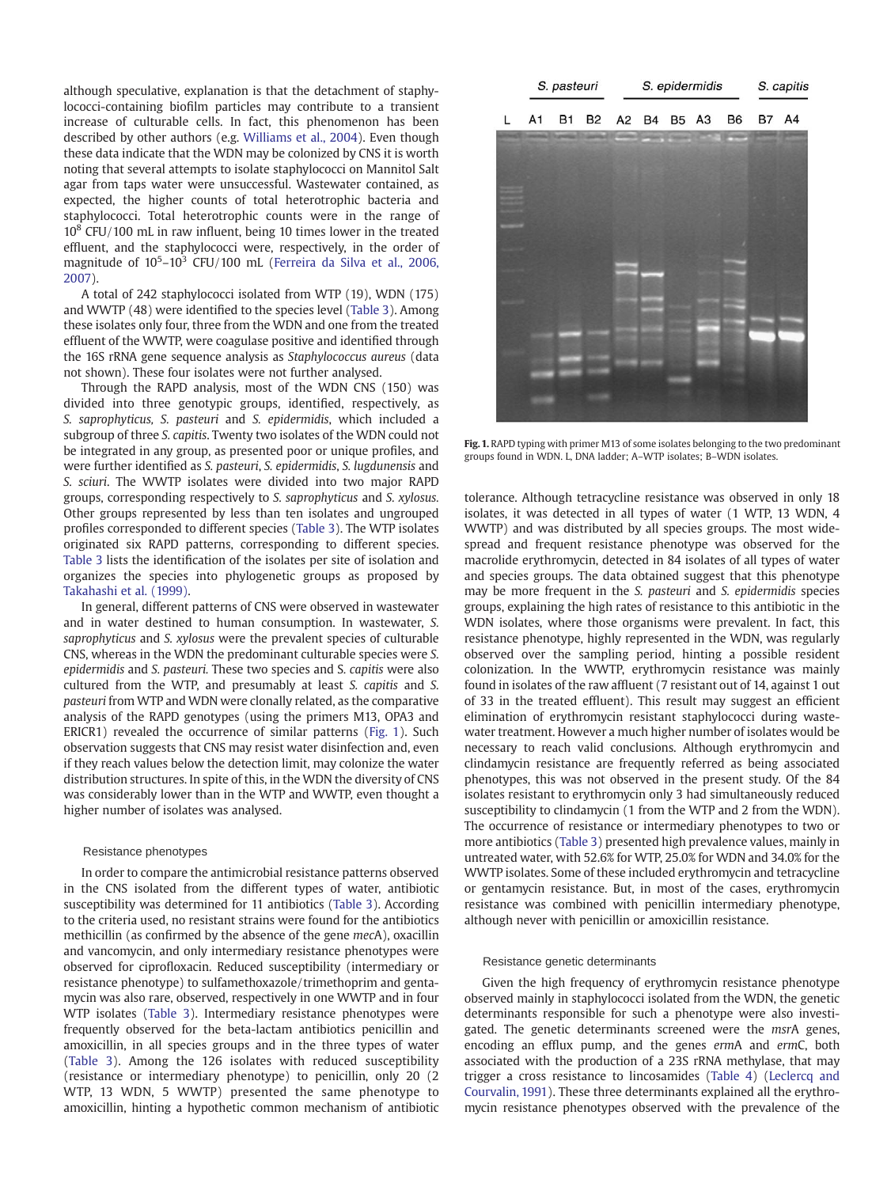although speculative, explanation is that the detachment of staphylococci-containing biofilm particles may contribute to a transient increase of culturable cells. In fact, this phenomenon has been described by other authors (e.g. Williams et al., 2004). Even though these data indicate that the WDN may be colonized by CNS it is worth noting that several attempts to isolate staphylococci on Mannitol Salt agar from taps water were unsuccessful. Wastewater contained, as expected, the higher counts of total heterotrophic bacteria and staphylococci. Total heterotrophic counts were in the range of $10^8$ CFU/100 mL in raw influent, being 10 times lower in the treated effluent, and the staphylococci were, respectively, in the order of magnitude of $10^5$–$10^3$ CFU/100 mL (Ferreira da Silva et al., 2006, 2007).

A total of 242 staphylococci isolated from WTP (19), WDN (175) and WWTP (48) were identified to the species level (Table 3). Among these isolates only four, three from the WDN and one from the treated effluent of the WWTP, were coagulase positive and identified through the 16S rRNA gene sequence analysis as *Staphylococcus aureus* (data not shown). These four isolates were not further analysed.

Through the RAPD analysis, most of the WDN CNS (150) was divided into three genotypic groups, identified, respectively, as *S. saprophyticus, S. pasteuri* and *S. epidermidis*, which included a subgroup of three *S. capitis*. Twenty two isolates of the WDN could not be integrated in any group, as presented poor or unique profiles, and were further identified as *S. pasteuri*, *S. epidermidis*, *S. lugdunensis* and *S. sciuri*. The WWTP isolates were divided into two major RAPD groups, corresponding respectively to *S. saprophyticus* and *S. xylosus.* Other groups represented by less than ten isolates and ungrouped profiles corresponded to different species (Table 3). The WTP isolates originated six RAPD patterns, corresponding to different species. Table 3 lists the identification of the isolates per site of isolation and organizes the species into phylogenetic groups as proposed by Takahashi et al. (1999).

In general, different patterns of CNS were observed in wastewater and in water destined to human consumption. In wastewater, *S. saprophyticus* and *S. xylosus* were the prevalent species of culturable CNS, whereas in the WDN the predominant culturable species were *S. epidermidis* and *S. pasteuri.* These two species and S. *capitis* were also cultured from the WTP, and presumably at least *S. capitis* and *S. pasteuri* from WTP and WDN were clonally related, as the comparative analysis of the RAPD genotypes (using the primers M13, OPA3 and ERICR1) revealed the occurrence of similar patterns (Fig. 1). Such observation suggests that CNS may resist water disinfection and, even if they reach values below the detection limit, may colonize the water distribution structures. In spite of this, in the WDN the diversity of CNS was considerably lower than in the WTP and WWTP, even thought a higher number of isolates was analysed.

**Fig. 1.** RAPD typing with primer M13 of some isolates belonging to the two predominant groups found in WDN. L, DNA ladder; A–WTP isolates; B–WDN isolates.

### Resistance phenotypes

In order to compare the antimicrobial resistance patterns observed in the CNS isolated from the different types of water, antibiotic susceptibility was determined for 11 antibiotics (Table 3). According to the criteria used, no resistant strains were found for the antibiotics methicillin (as confirmed by the absence of the gene *mec*A), oxacillin and vancomycin, and only intermediary resistance phenotypes were observed for ciprofloxacin. Reduced susceptibility (intermediary or resistance phenotype) to sulfamethoxazole/trimethoprim and gentamycin was also rare, observed, respectively in one WWTP and in four WTP isolates (Table 3). Intermediary resistance phenotypes were frequently observed for the beta-lactam antibiotics penicillin and amoxicillin, in all species groups and in the three types of water (Table 3). Among the 126 isolates with reduced susceptibility (resistance or intermediary phenotype) to penicillin, only 20 (2 WTP, 13 WDN, 5 WWTP) presented the same phenotype to amoxicillin, hinting a hypothetic common mechanism of antibiotic tolerance. Although tetracycline resistance was observed in only 18 isolates, it was detected in all types of water (1 WTP, 13 WDN, 4 WWTP) and was distributed by all species groups. The most widespread and frequent resistance phenotype was observed for the macrolide erythromycin, detected in 84 isolates of all types of water and species groups. The data obtained suggest that this phenotype may be more frequent in the *S. pasteuri* and *S. epidermidis* species groups, explaining the high rates of resistance to this antibiotic in the WDN isolates, where those organisms were prevalent. In fact, this resistance phenotype, highly represented in the WDN, was regularly observed over the sampling period, hinting a possible resident colonization. In the WWTP, erythromycin resistance was mainly found in isolates of the raw affluent (7 resistant out of 14, against 1 out of 33 in the treated effluent). This result may suggest an efficient elimination of erythromycin resistant staphylococci during wastewater treatment. However a much higher number of isolates would be necessary to reach valid conclusions. Although erythromycin and clindamycin resistance are frequently referred as being associated phenotypes, this was not observed in the present study. Of the 84 isolates resistant to erythromycin only 3 had simultaneously reduced susceptibility to clindamycin (1 from the WTP and 2 from the WDN). The occurrence of resistance or intermediary phenotypes to two or more antibiotics (Table 3) presented high prevalence values, mainly in untreated water, with 52.6% for WTP, 25.0% for WDN and 34.0% for the WWTP isolates. Some of these included erythromycin and tetracycline or gentamycin resistance. But, in most of the cases, erythromycin resistance was combined with penicillin intermediary phenotype, although never with penicillin or amoxicillin resistance.

### Resistance genetic determinants

Given the high frequency of erythromycin resistance phenotype observed mainly in staphylococci isolated from the WDN, the genetic determinants responsible for such a phenotype were also investigated. The genetic determinants screened were the *msr*A genes, encoding an efflux pump, and the genes *erm*A and *erm*C, both associated with the production of a 23S rRNA methylase, that may trigger a cross resistance to lincosamides (Table 4) (Leclercq and Courvalin, 1991). These three determinants explained all the erythromycin resistance phenotypes observed with the prevalence of the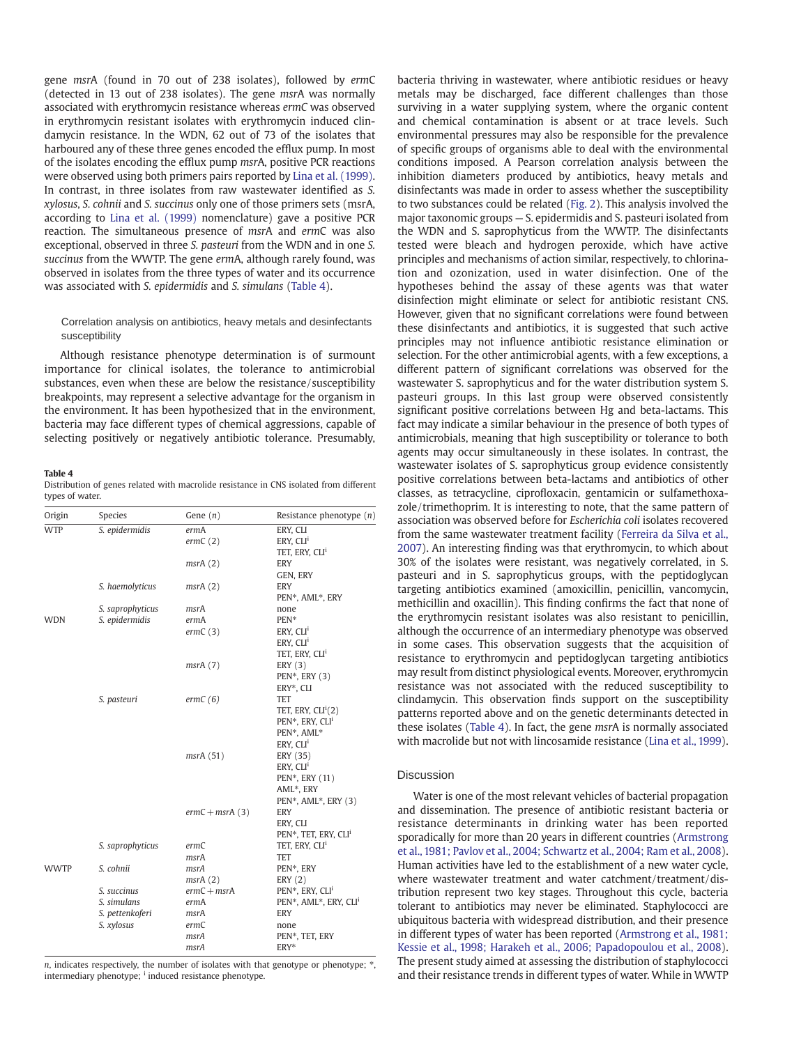gene *msr*A (found in 70 out of 238 isolates), followed by *erm*C (detected in 13 out of 238 isolates). The gene *msr*A was normally associated with erythromycin resistance whereas *ermC* was observed in erythromycin resistant isolates with erythromycin induced clindamycin resistance. In the WDN, 62 out of 73 of the isolates that harboured any of these three genes encoded the efflux pump. In most of the isolates encoding the efflux pump *msr*A, positive PCR reactions were observed using both primers pairs reported by Lina et al. (1999). In contrast, in three isolates from raw wastewater identified as *S. xylosus*, *S. cohnii* and *S. succinus* only one of those primers sets (msrA, according to Lina et al. (1999) nomenclature) gave a positive PCR reaction. The simultaneous presence of *msr*A and *erm*C was also exceptional, observed in three *S. pasteuri* from the WDN and in one *S. succinus* from the WWTP. The gene *erm*A, although rarely found, was observed in isolates from the three types of water and its occurrence was associated with *S. epidermidis* and *S. simulans* (Table 4).

### Correlation analysis on antibiotics, heavy metals and desinfectants susceptibility

Although resistance phenotype determination is of surmount importance for clinical isolates, the tolerance to antimicrobial substances, even when these are below the resistance/susceptibility breakpoints, may represent a selective advantage for the organism in the environment. It has been hypothesized that in the environment, bacteria may face different types of chemical aggressions, capable of selecting positively or negatively antibiotic tolerance. Presumably, bacteria thriving in wastewater, where antibiotic residues or heavy metals may be discharged, face different challenges than those surviving in a water supplying system, where the organic content and chemical contamination is absent or at trace levels. Such environmental pressures may also be responsible for the prevalence of specific groups of organisms able to deal with the environmental conditions imposed. A Pearson correlation analysis between the inhibition diameters produced by antibiotics, heavy metals and disinfectants was made in order to assess whether the susceptibility to two substances could be related (Fig. 2). This analysis involved the major taxonomic groups — S. epidermidis and S. pasteuri isolated from the WDN and S. saprophyticus from the WWTP. The disinfectants tested were bleach and hydrogen peroxide, which have active principles and mechanisms of action similar, respectively, to chlorination and ozonization, used in water disinfection. One of the hypotheses behind the assay of these agents was that water disinfection might eliminate or select for antibiotic resistant CNS. However, given that no significant correlations were found between these disinfectants and antibiotics, it is suggested that such active principles may not influence antibiotic resistance elimination or selection. For the other antimicrobial agents, with a few exceptions, a different pattern of significant correlations was observed for the wastewater S. saprophyticus and for the water distribution system S. pasteuri groups. In this last group were observed consistently significant positive correlations between Hg and beta-lactams. This fact may indicate a similar behaviour in the presence of both types of antimicrobials, meaning that high susceptibility or tolerance to both agents may occur simultaneously in these isolates. In contrast, the wastewater isolates of S. saprophyticus group evidence consistently positive correlations between beta-lactams and antibiotics of other classes, as tetracycline, ciprofloxacin, gentamicin or sulfamethoxazole/trimethoprim. It is interesting to note, that the same pattern of association was observed before for *Escherichia coli* isolates recovered from the same wastewater treatment facility (Ferreira da Silva et al., 2007). An interesting finding was that erythromycin, to which about 30% of the isolates were resistant, was negatively correlated, in S. pasteuri and in S. saprophyticus groups, with the peptidoglycan targeting antibiotics examined (amoxicillin, penicillin, vancomycin, methicillin and oxacillin). This finding confirms the fact that none of the erythromycin resistant isolates was also resistant to penicillin, although the occurrence of an intermediary phenotype was observed in some cases. This observation suggests that the acquisition of resistance to erythromycin and peptidoglycan targeting antibiotics may result from distinct physiological events. Moreover, erythromycin resistance was not associated with the reduced susceptibility to clindamycin. This observation finds support on the susceptibility patterns reported above and on the genetic determinants detected in these isolates (Table 4). In fact, the gene *msr*A is normally associated with macrolide but not with lincosamide resistance (Lina et al., 1999).

**Table 4**
Distribution of genes related with macrolide resistance in CNS isolated from different types of water.

| Origin | Species | Gene (*n*) | Resistance phenotype (*n*) |
|---|---|---|---|
| WTP | *S. epidermidis* | *erm*A | ERY, CLI |
| | | *erm*C (2) | ERY, CLI[i] |
| | | | TET, ERY, CLI[i] |
| | | *msr*A (2) | ERY |
| | | | GEN, ERY |
| | *S. haemolyticus* | *msr*A (2) | ERY |
| | | | PEN*, AML*, ERY |
| | *S. saprophyticus* | *msr*A | none |
| WDN | *S. epidermidis* | *erm*A | PEN* |
| | | *erm*C (3) | ERY, CLI[i] |
| | | | ERY, CLI[i] |
| | | | TET, ERY, CLI[i] |
| | | *msr*A (7) | ERY (3) |
| | | | PEN*, ERY (3) |
| | | | ERY*, CLI |
| | *S. pasteuri* | *ermC (6)* | TET |
| | | | TET, ERY, CLI[i](2) |
| | | | PEN*, ERY, CLI[i] |
| | | | PEN*, AML* |
| | | | ERY, CLI[i] |
| | | *msr*A (51) | ERY (35) |
| | | | ERY, CLI[i] |
| | | | PEN*, ERY (11) |
| | | | AML*, ERY |
| | | | PEN*, AML*, ERY (3) |
| | | *erm*C + *msr*A (3) | ERY |
| | | | ERY, CLI |
| | | | PEN*, TET, ERY, CLI[i] |
| | *S. saprophyticus* | *erm*C | TET, ERY, CLI[i] |
| | | *msr*A | TET |
| WWTP | *S. cohnii* | *msr*A | PEN*, ERY |
| | | *msr*A (2) | ERY (2) |
| | *S. succinus* | *erm*C + *msr*A | PEN*, ERY, CLI[i] |
| | *S. simulans* | *erm*A | PEN*, AML*, ERY, CLI[i] |
| | *S. pettenkoferi* | *msr*A | ERY |
| | *S. xylosus* | *erm*C | none |
| | | *msr*A | PEN*, TET, ERY |
| | | *msr*A | ERY* |

*n*, indicates respectively, the number of isolates with that genotype or phenotype; *, intermediary phenotype; [i] induced resistance phenotype.

## Discussion

Water is one of the most relevant vehicles of bacterial propagation and dissemination. The presence of antibiotic resistant bacteria or resistance determinants in drinking water has been reported sporadically for more than 20 years in different countries (Armstrong et al., 1981; Pavlov et al., 2004; Schwartz et al., 2004; Ram et al., 2008). Human activities have led to the establishment of a new water cycle, where wastewater treatment and water catchment/treatment/distribution represent two key stages. Throughout this cycle, bacteria tolerant to antibiotics may never be eliminated. Staphylococci are ubiquitous bacteria with widespread distribution, and their presence in different types of water has been reported (Armstrong et al., 1981; Kessie et al., 1998; Harakeh et al., 2006; Papadopoulou et al., 2008). The present study aimed at assessing the distribution of staphylococci and their resistance trends in different types of water. While in WWTP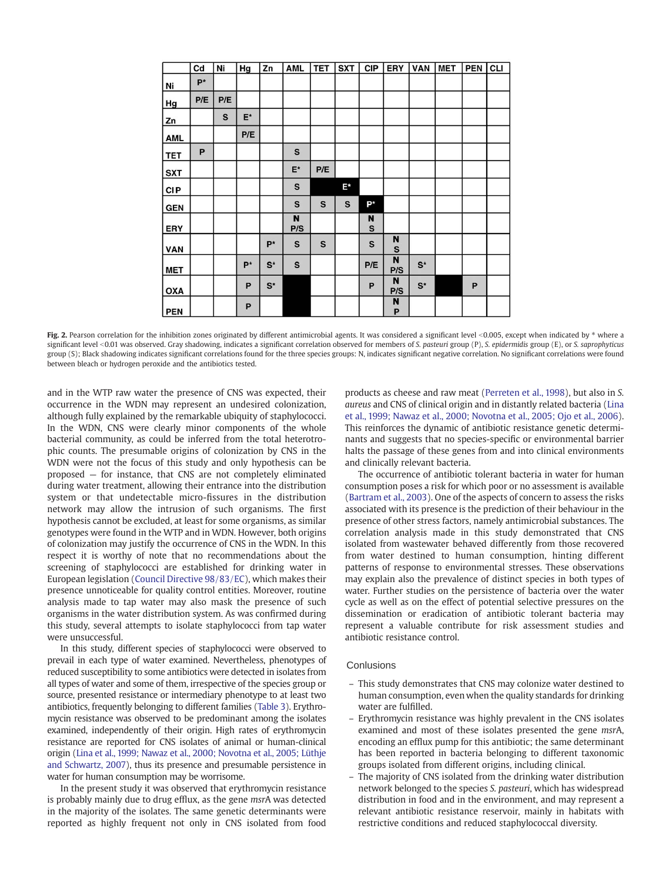|  | Cd | Ni | Hg | Zn | AML | TET | SXT | CIP | ERY | VAN | MET | PEN | CLI |
|---|---|---|---|---|---|---|---|---|---|---|---|---|---|
| Ni | P* |  |  |  |  |  |  |  |  |  |  |  |  |
| Hg | P/E | P/E |  |  |  |  |  |  |  |  |  |  |  |
| Zn |  | S | E* |  |  |  |  |  |  |  |  |  |  |
| AML |  |  | P/E |  |  |  |  |  |  |  |  |  |  |
| TET | P |  |  |  | S |  |  |  |  |  |  |  |  |
| SXT |  |  |  |  | E* | P/E |  |  |  |  |  |  |  |
| CIP |  |  |  |  | S | ■ | E* |  |  |  |  |  |  |
| GEN |  |  |  |  | S | S | S | P* (■) |  |  |  |  |  |
| ERY |  |  |  |  | N P/S |  |  | N S |  |  |  |  |  |
| VAN |  |  |  | P* | S | S |  | S | N S |  |  |  |  |
| MET |  |  | P* | S* | S |  |  | P/E | N P/S | S* |  |  |  |
| OXA |  |  | P | S* | ■ |  |  | P | N P/S | S* | ■ | P |  |
| PEN |  |  | P |  | ■ |  |  |  | N P |  |  |  |  |

**Fig. 2.** Pearson correlation for the inhibition zones originated by different antimicrobial agents. It was considered a significant level <0.005, except when indicated by * where a significant level <0.01 was observed. Gray shadowing, indicates a significant correlation observed for members of *S. pasteuri* group (P), *S. epidermidis* group (E), or *S. saprophyticus* group (S); Black shadowing indicates significant correlations found for the three species groups: N, indicates significant negative correlation. No significant correlations were found between bleach or hydrogen peroxide and the antibiotics tested.

and in the WTP raw water the presence of CNS was expected, their occurrence in the WDN may represent an undesired colonization, although fully explained by the remarkable ubiquity of staphylococci. In the WDN, CNS were clearly minor components of the whole bacterial community, as could be inferred from the total heterotrophic counts. The presumable origins of colonization by CNS in the WDN were not the focus of this study and only hypothesis can be proposed — for instance, that CNS are not completely eliminated during water treatment, allowing their entrance into the distribution system or that undetectable micro-fissures in the distribution network may allow the intrusion of such organisms. The first hypothesis cannot be excluded, at least for some organisms, as similar genotypes were found in the WTP and in WDN. However, both origins of colonization may justify the occurrence of CNS in the WDN. In this respect it is worthy of note that no recommendations about the screening of staphylococci are established for drinking water in European legislation (Council Directive 98/83/EC), which makes their presence unnoticeable for quality control entities. Moreover, routine analysis made to tap water may also mask the presence of such organisms in the water distribution system. As was confirmed during this study, several attempts to isolate staphylococci from tap water were unsuccessful.

In this study, different species of staphylococci were observed to prevail in each type of water examined. Nevertheless, phenotypes of reduced susceptibility to some antibiotics were detected in isolates from all types of water and some of them, irrespective of the species group or source, presented resistance or intermediary phenotype to at least two antibiotics, frequently belonging to different families (Table 3). Erythromycin resistance was observed to be predominant among the isolates examined, independently of their origin. High rates of erythromycin resistance are reported for CNS isolates of animal or human-clinical origin (Lina et al., 1999; Nawaz et al., 2000; Novotna et al., 2005; Lüthje and Schwartz, 2007), thus its presence and presumable persistence in water for human consumption may be worrisome.

In the present study it was observed that erythromycin resistance is probably mainly due to drug efflux, as the gene *msr*A was detected in the majority of the isolates. The same genetic determinants were reported as highly frequent not only in CNS isolated from food products as cheese and raw meat (Perreten et al., 1998), but also in *S. aureus* and CNS of clinical origin and in distantly related bacteria (Lina et al., 1999; Nawaz et al., 2000; Novotna et al., 2005; Ojo et al., 2006). This reinforces the dynamic of antibiotic resistance genetic determinants and suggests that no species-specific or environmental barrier halts the passage of these genes from and into clinical environments and clinically relevant bacteria.

The occurrence of antibiotic tolerant bacteria in water for human consumption poses a risk for which poor or no assessment is available (Bartram et al., 2003). One of the aspects of concern to assess the risks associated with its presence is the prediction of their behaviour in the presence of other stress factors, namely antimicrobial substances. The correlation analysis made in this study demonstrated that CNS isolated from wastewater behaved differently from those recovered from water destined to human consumption, hinting different patterns of response to environmental stresses. These observations may explain also the prevalence of distinct species in both types of water. Further studies on the persistence of bacteria over the water cycle as well as on the effect of potential selective pressures on the dissemination or eradication of antibiotic tolerant bacteria may represent a valuable contribute for risk assessment studies and antibiotic resistance control.

## Conlusions

- This study demonstrates that CNS may colonize water destined to human consumption, even when the quality standards for drinking water are fulfilled.
- Erythromycin resistance was highly prevalent in the CNS isolates examined and most of these isolates presented the gene *msr*A, encoding an efflux pump for this antibiotic; the same determinant has been reported in bacteria belonging to different taxonomic groups isolated from different origins, including clinical.
- The majority of CNS isolated from the drinking water distribution network belonged to the species *S. pasteuri*, which has widespread distribution in food and in the environment, and may represent a relevant antibiotic resistance reservoir, mainly in habitats with restrictive conditions and reduced staphylococcal diversity.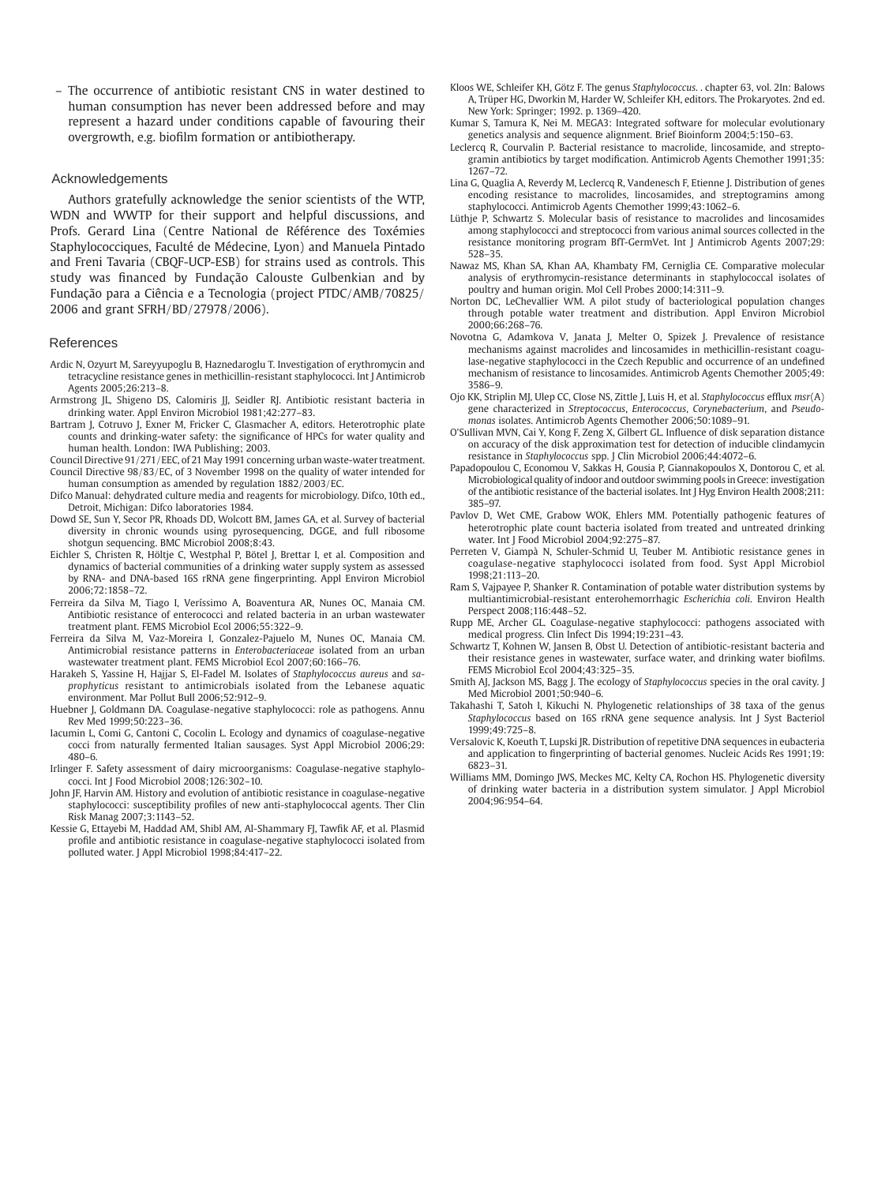– The occurrence of antibiotic resistant CNS in water destined to human consumption has never been addressed before and may represent a hazard under conditions capable of favouring their overgrowth, e.g. biofilm formation or antibiotherapy.

## Acknowledgements

Authors gratefully acknowledge the senior scientists of the WTP, WDN and WWTP for their support and helpful discussions, and Profs. Gerard Lina (Centre National de Référence des Toxémies Staphylococciques, Faculté de Médecine, Lyon) and Manuela Pintado and Freni Tavaria (CBQF-UCP-ESB) for strains used as controls. This study was financed by Fundação Calouste Gulbenkian and by Fundação para a Ciência e a Tecnologia (project PTDC/AMB/70825/2006 and grant SFRH/BD/27978/2006).

## References

Ardic N, Ozyurt M, Sareyyupoglu B, Haznedaroglu T. Investigation of erythromycin and tetracycline resistance genes in methicillin-resistant staphylococci. Int J Antimicrob Agents 2005;26:213–8.

Armstrong JL, Shigeno DS, Calomiris JJ, Seidler RJ. Antibiotic resistant bacteria in drinking water. Appl Environ Microbiol 1981;42:277–83.

Bartram J, Cotruvo J, Exner M, Fricker C, Glasmacher A, editors. Heterotrophic plate counts and drinking-water safety: the significance of HPCs for water quality and human health. London: IWA Publishing; 2003.

Council Directive 91/271/EEC, of 21 May 1991 concerning urban waste-water treatment.

Council Directive 98/83/EC, of 3 November 1998 on the quality of water intended for human consumption as amended by regulation 1882/2003/EC.

Difco Manual: dehydrated culture media and reagents for microbiology. Difco, 10th ed., Detroit, Michigan: Difco laboratories 1984.

Dowd SE, Sun Y, Secor PR, Rhoads DD, Wolcott BM, James GA, et al. Survey of bacterial diversity in chronic wounds using pyrosequencing, DGGE, and full ribosome shotgun sequencing. BMC Microbiol 2008;8:43.

Eichler S, Christen R, Höltje C, Westphal P, Bötel J, Brettar I, et al. Composition and dynamics of bacterial communities of a drinking water supply system as assessed by RNA- and DNA-based 16S rRNA gene fingerprinting. Appl Environ Microbiol 2006;72:1858–72.

Ferreira da Silva M, Tiago I, Veríssimo A, Boaventura AR, Nunes OC, Manaia CM. Antibiotic resistance of enterococci and related bacteria in an urban wastewater treatment plant. FEMS Microbiol Ecol 2006;55:322–9.

Ferreira da Silva M, Vaz-Moreira I, Gonzalez-Pajuelo M, Nunes OC, Manaia CM. Antimicrobial resistance patterns in *Enterobacteriaceae* isolated from an urban wastewater treatment plant. FEMS Microbiol Ecol 2007;60:166–76.

Harakeh S, Yassine H, Hajjar S, El-Fadel M. Isolates of *Staphylococcus aureus* and *saprophyticus* resistant to antimicrobials isolated from the Lebanese aquatic environment. Mar Pollut Bull 2006;52:912–9.

Huebner J, Goldmann DA. Coagulase-negative staphylococci: role as pathogens. Annu Rev Med 1999;50:223–36.

Iacumin L, Comi G, Cantoni C, Cocolin L. Ecology and dynamics of coagulase-negative cocci from naturally fermented Italian sausages. Syst Appl Microbiol 2006;29:480–6.

Irlinger F. Safety assessment of dairy microorganisms: Coagulase-negative staphylococci. Int J Food Microbiol 2008;126:302–10.

John JF, Harvin AM. History and evolution of antibiotic resistance in coagulase-negative staphylococci: susceptibility profiles of new anti-staphylococcal agents. Ther Clin Risk Manag 2007;3:1143–52.

Kessie G, Ettayebi M, Haddad AM, Shibl AM, Al-Shammary FJ, Tawfik AF, et al. Plasmid profile and antibiotic resistance in coagulase-negative staphylococci isolated from polluted water. J Appl Microbiol 1998;84:417–22.

Kloos WE, Schleifer KH, Götz F. The genus *Staphylococcus*. . chapter 63, vol. 2In: Balows A, Trüper HG, Dworkin M, Harder W, Schleifer KH, editors. The Prokaryotes. 2nd ed. New York: Springer; 1992. p. 1369–420.

Kumar S, Tamura K, Nei M. MEGA3: Integrated software for molecular evolutionary genetics analysis and sequence alignment. Brief Bioinform 2004;5:150–63.

Leclercq R, Courvalin P. Bacterial resistance to macrolide, lincosamide, and streptogramin antibiotics by target modification. Antimicrob Agents Chemother 1991;35:1267–72.

Lina G, Quaglia A, Reverdy M, Leclercq R, Vandenesch F, Etienne J. Distribution of genes encoding resistance to macrolides, lincosamides, and streptogramins among staphylococci. Antimicrob Agents Chemother 1999;43:1062–6.

Lüthje P, Schwartz S. Molecular basis of resistance to macrolides and lincosamides among staphylococci and streptococci from various animal sources collected in the resistance monitoring program BfT-GermVet. Int J Antimicrob Agents 2007;29:528–35.

Nawaz MS, Khan SA, Khan AA, Khambaty FM, Cerniglia CE. Comparative molecular analysis of erythromycin-resistance determinants in staphylococcal isolates of poultry and human origin. Mol Cell Probes 2000;14:311–9.

Norton DC, LeChevallier WM. A pilot study of bacteriological population changes through potable water treatment and distribution. Appl Environ Microbiol 2000;66:268–76.

Novotna G, Adamkova V, Janata J, Melter O, Spizek J. Prevalence of resistance mechanisms against macrolides and lincosamides in methicillin-resistant coagulase-negative staphylococci in the Czech Republic and occurrence of an undefined mechanism of resistance to lincosamides. Antimicrob Agents Chemother 2005;49:3586–9.

Ojo KK, Striplin MJ, Ulep CC, Close NS, Zittle J, Luis H, et al. *Staphylococcus* efflux *msr*(A) gene characterized in *Streptococcus*, *Enterococcus*, *Corynebacterium*, and *Pseudomonas* isolates. Antimicrob Agents Chemother 2006;50:1089–91.

O'Sullivan MVN, Cai Y, Kong F, Zeng X, Gilbert GL. Influence of disk separation distance on accuracy of the disk approximation test for detection of inducible clindamycin resistance in *Staphylococcus* spp. J Clin Microbiol 2006;44:4072–6.

Papadopoulou C, Economou V, Sakkas H, Gousia P, Giannakopoulos X, Dontorou C, et al. Microbiological quality of indoor and outdoor swimming pools in Greece: investigation of the antibiotic resistance of the bacterial isolates. Int J Hyg Environ Health 2008;211:385–97.

Pavlov D, Wet CME, Grabow WOK, Ehlers MM. Potentially pathogenic features of heterotrophic plate count bacteria isolated from treated and untreated drinking water. Int J Food Microbiol 2004;92:275–87.

Perreten V, Giampà N, Schuler-Schmid U, Teuber M. Antibiotic resistance genes in coagulase-negative staphylococci isolated from food. Syst Appl Microbiol 1998;21:113–20.

Ram S, Vajpayee P, Shanker R. Contamination of potable water distribution systems by multiantimicrobial-resistant enterohemorrhagic *Escherichia coli*. Environ Health Perspect 2008;116:448–52.

Rupp ME, Archer GL. Coagulase-negative staphylococci: pathogens associated with medical progress. Clin Infect Dis 1994;19:231–43.

Schwartz T, Kohnen W, Jansen B, Obst U. Detection of antibiotic-resistant bacteria and their resistance genes in wastewater, surface water, and drinking water biofilms. FEMS Microbiol Ecol 2004;43:325–35.

Smith AJ, Jackson MS, Bagg J. The ecology of *Staphylococcus* species in the oral cavity. J Med Microbiol 2001;50:940–6.

Takahashi T, Satoh I, Kikuchi N. Phylogenetic relationships of 38 taxa of the genus *Staphylococcus* based on 16S rRNA gene sequence analysis. Int J Syst Bacteriol 1999;49:725–8.

Versalovic K, Koeuth T, Lupski JR. Distribution of repetitive DNA sequences in eubacteria and application to fingerprinting of bacterial genomes. Nucleic Acids Res 1991;19:6823–31.

Williams MM, Domingo JWS, Meckes MC, Kelty CA, Rochon HS. Phylogenetic diversity of drinking water bacteria in a distribution system simulator. J Appl Microbiol 2004;96:954–64.